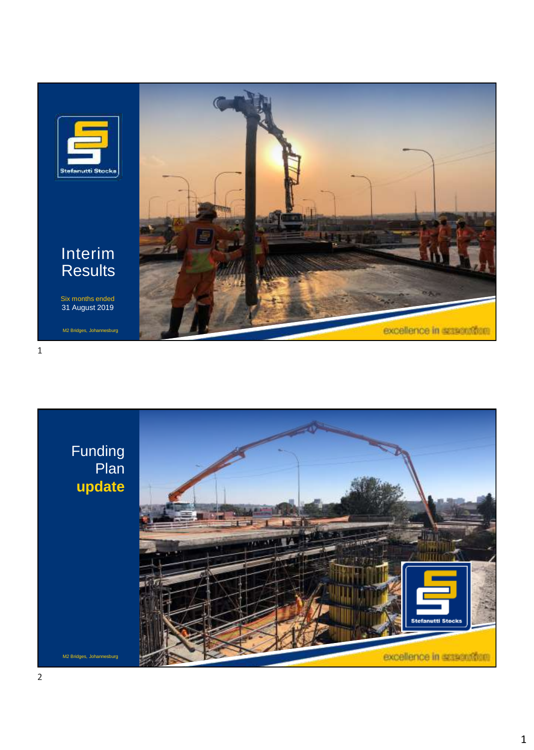Stefanutti Stocks

# Interim Results

Six months ended
31 August 2019

M2 Bridges, Johannesburg

excellence in execution

# Funding Plan **update**

M2 Bridges, Johannesburg

Stefanutti Stocks

excellence in execution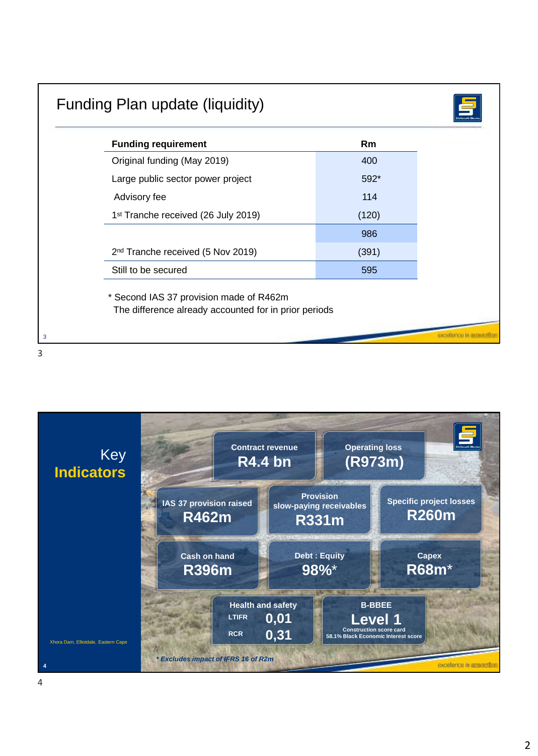# Funding Plan update (liquidity)

| Funding requirement | Rm |
|---|---|
| Original funding (May 2019) | 400 |
| Large public sector power project | 592* |
| Advisory fee | 114 |
| 1st Tranche received (26 July 2019) | (120) |
| | 986 |
| 2nd Tranche received (5 Nov 2019) | (391) |
| Still to be secured | 595 |

\* Second IAS 37 provision made of R462m
The difference already accounted for in prior periods

# Key Indicators

- **Contract revenue:** R4.4 bn
- **Operating loss:** (R973m)
- **IAS 37 provision raised:** R462m
- **Provision slow-paying receivables:** R331m
- **Specific project losses:** R260m
- **Cash on hand:** R396m
- **Debt : Equity:** 98%*
- **Capex:** R68m*
- **Health and safety:** LTIFR 0,01; RCR 0,31
- **B-BBEE:** Level 1 — Construction score card — 58.1% Black Economic Interest score

Xhora Dam, Elliotdale, Eastern Cape

*\* Excludes impact of IFRS 16 of R2m*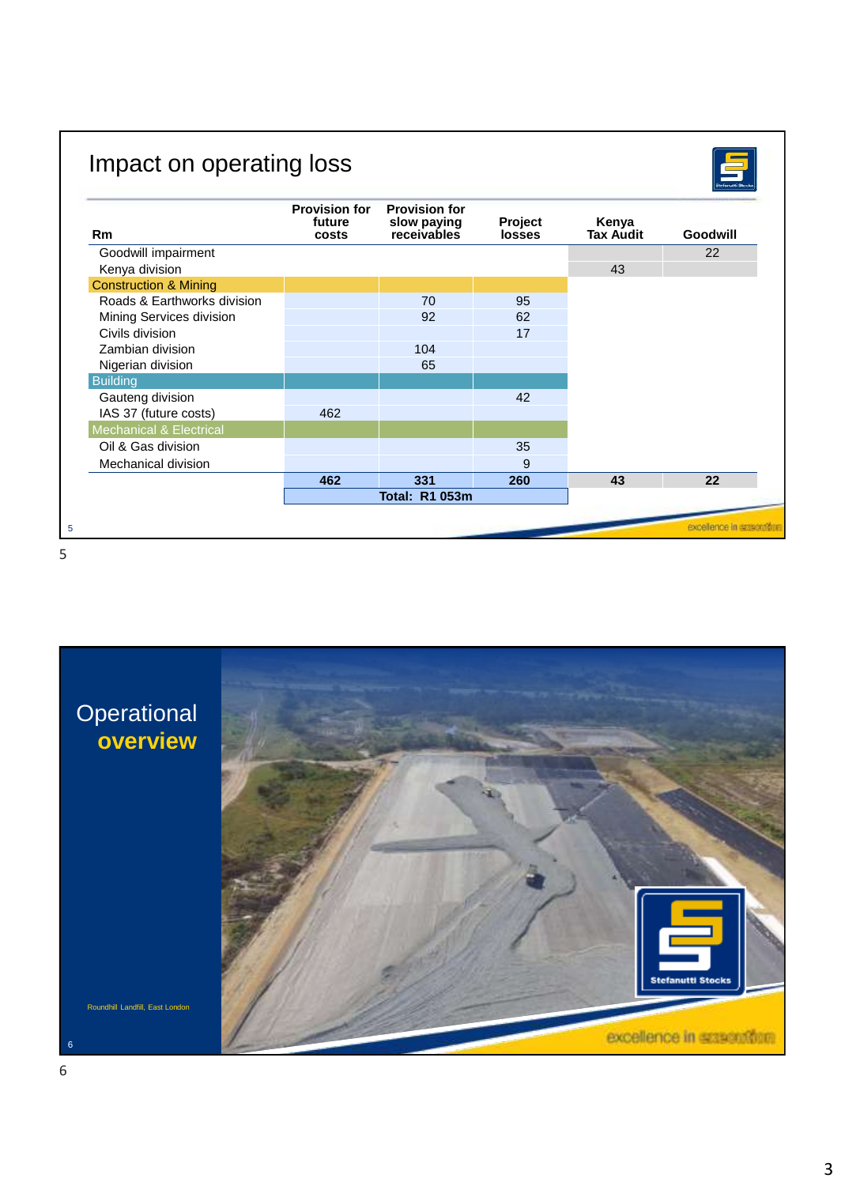# Impact on operating loss

| Rm | Provision for future costs | Provision for slow paying receivables | Project losses | Kenya Tax Audit | Goodwill |
|---|---|---|---|---|---|
| Goodwill impairment | | | | | 22 |
| Kenya division | | | | 43 | |
| Construction & Mining | | | | | |
| Roads & Earthworks division | | 70 | 95 | | |
| Mining Services division | | 92 | 62 | | |
| Civils division | | | 17 | | |
| Zambian division | | 104 | | | |
| Nigerian division | | 65 | | | |
| Building | | | | | |
| Gauteng division | | | 42 | | |
| IAS 37 (future costs) | 462 | | | | |
| Mechanical & Electrical | | | | | |
| Oil & Gas division | | | 35 | | |
| Mechanical division | | | 9 | | |
| | **462** | **331** | **260** | **43** | **22** |
| | | **Total: R1 053m** | | | |

excellence in execution

# Operational overview

Roundhill Landfill, East London

Stefanutti Stocks

excellence in execution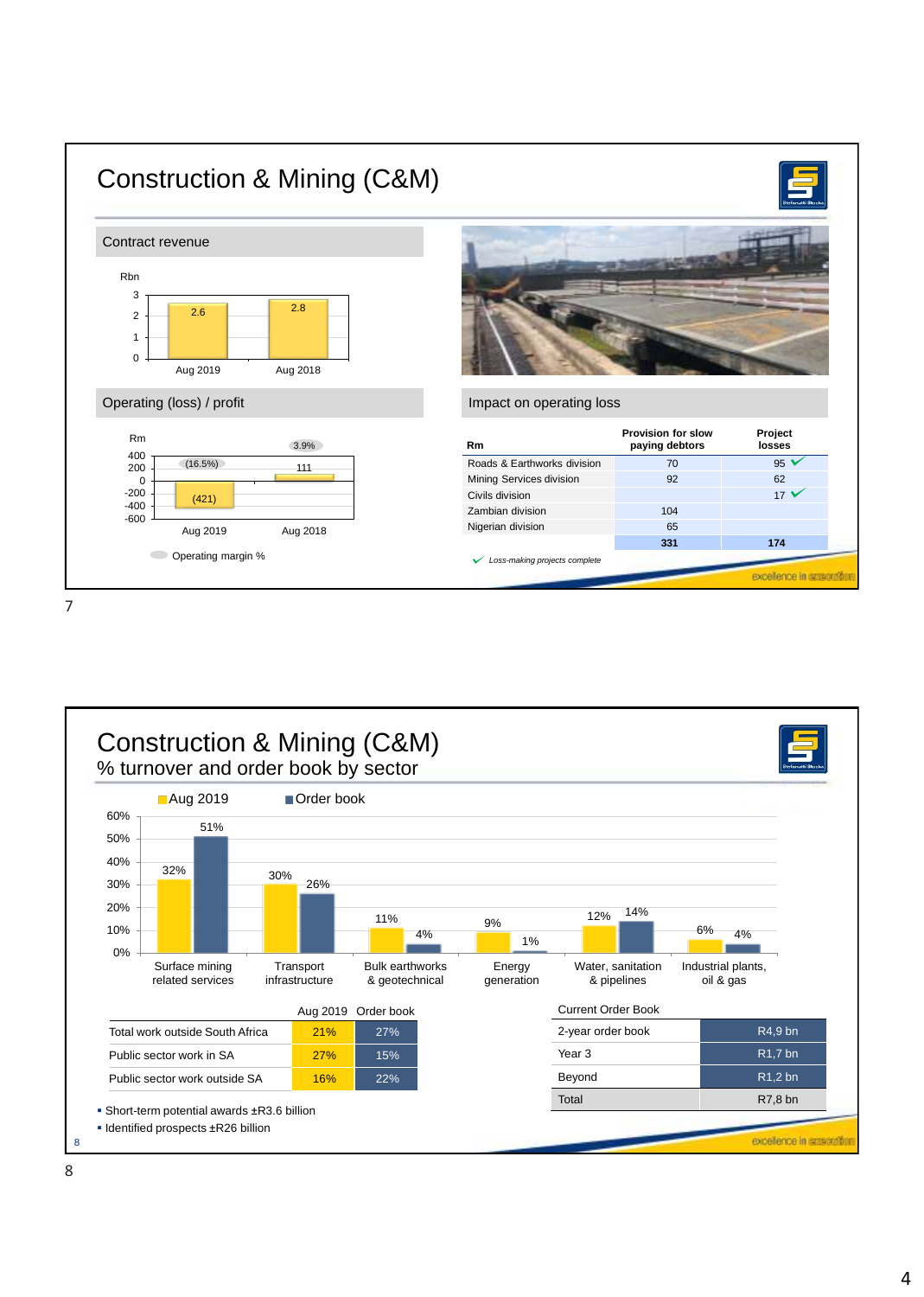# Construction & Mining (C&M)

## Contract revenue

Rbn

| | Aug 2019 | Aug 2018 |
|---|---|---|
| Contract revenue (Rbn) | 2.6 | 2.8 |

## Operating (loss) / profit

Rm

| | Aug 2019 | Aug 2018 |
|---|---|---|
| Operating (loss) / profit (Rm) | (421) | 111 |
| Operating margin % | (16.5%) | 3.9% |

## Impact on operating loss

| Rm | Provision for slow paying debtors | Project losses |
|---|---|---|
| Roads & Earthworks division | 70 | 95 ✓ |
| Mining Services division | 92 | 62 |
| Civils division | | 17 ✓ |
| Zambian division | 104 | |
| Nigerian division | 65 | |
| | 331 | 174 |

✓ *Loss-making projects complete*

excellence in execution

# Construction & Mining (C&M)

## % turnover and order book by sector

| Sector | Aug 2019 | Order book |
|---|---|---|
| Surface mining related services | 32% | 51% |
| Transport infrastructure | 30% | 26% |
| Bulk earthworks & geotechnical | 11% | 4% |
| Energy generation | 9% | 1% |
| Water, sanitation & pipelines | 12% | 14% |
| Industrial plants, oil & gas | 6% | 4% |

| | Aug 2019 | Order book |
|---|---|---|
| Total work outside South Africa | 21% | 27% |
| Public sector work in SA | 27% | 15% |
| Public sector work outside SA | 16% | 22% |

| Current Order Book | |
|---|---|
| 2-year order book | R4,9 bn |
| Year 3 | R1,7 bn |
| Beyond | R1,2 bn |
| Total | R7,8 bn |

- Short-term potential awards ±R3.6 billion
- Identified prospects ±R26 billion

excellence in execution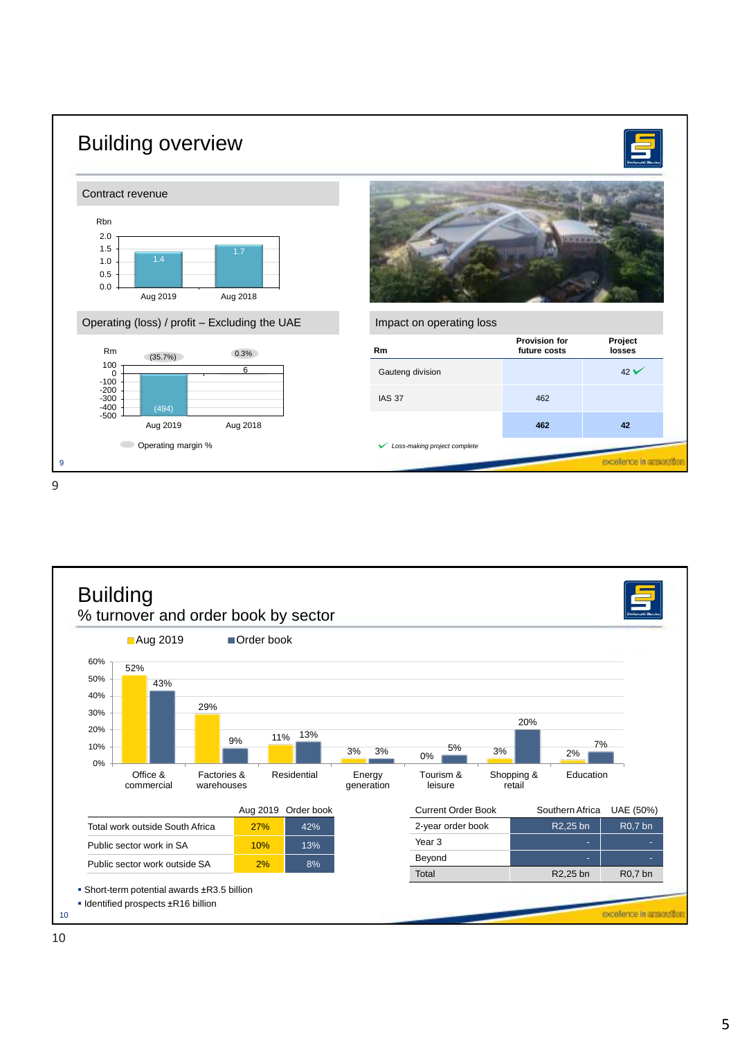# Building overview

## Contract revenue

Rbn

| | Aug 2019 | Aug 2018 |
|---|---|---|
| Contract revenue (Rbn) | 1.4 | 1.7 |

## Operating (loss) / profit – Excluding the UAE

Rm

| | Aug 2019 | Aug 2018 |
|---|---|---|
| Operating (loss) / profit (Rm) | (494) | 6 |
| Operating margin % | (35.7%) | 0.3% |

## Impact on operating loss

| Rm | Provision for future costs | Project losses |
|---|---|---|
| Gauteng division | | 42 ✓ |
| IAS 37 | 462 | |
| | 462 | 42 |

✓ *Loss-making project complete*

excellence in execution

# Building

## % turnover and order book by sector

| Sector | Aug 2019 | Order book |
|---|---|---|
| Office & commercial | 52% | 43% |
| Factories & warehouses | 29% | 9% |
| Residential | 11% | 13% |
| Energy generation | 3% | 3% |
| Tourism & leisure | 0% | 5% |
| Shopping & retail | 3% | 20% |
| Education | 2% | 7% |

| | Aug 2019 | Order book |
|---|---|---|
| Total work outside South Africa | 27% | 42% |
| Public sector work in SA | 10% | 13% |
| Public sector work outside SA | 2% | 8% |

| Current Order Book | Southern Africa | UAE (50%) |
|---|---|---|
| 2-year order book | R2,25 bn | R0,7 bn |
| Year 3 | - | - |
| Beyond | - | - |
| Total | R2,25 bn | R0,7 bn |

- Short-term potential awards ±R3.5 billion
- Identified prospects ±R16 billion

excellence in execution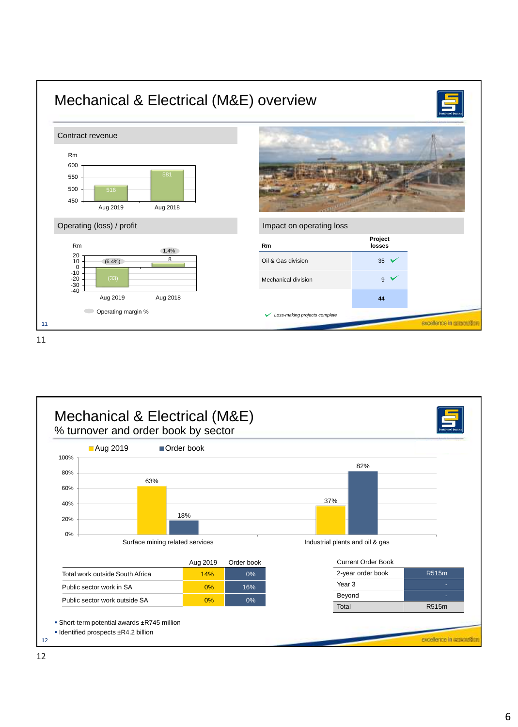# Mechanical & Electrical (M&E) overview

## Contract revenue

| Rm | Aug 2019 | Aug 2018 |
|---|---|---|
| Contract revenue | 516 | 581 |

## Operating (loss) / profit

| Rm | Aug 2019 | Aug 2018 |
|---|---|---|
| Operating (loss) / profit | (33) | 8 |
| Operating margin % | (6.4%) | 1.4% |

## Impact on operating loss

| Rm | Project losses |
|---|---|
| Oil & Gas division | 35 ✓ |
| Mechanical division | 9 ✓ |
| | **44** |

✓ *Loss-making projects complete*

# Mechanical & Electrical (M&E)

## % turnover and order book by sector

| | Aug 2019 | Order book |
|---|---|---|
| Surface mining related services | 63% | 18% |
| Industrial plants and oil & gas | 37% | 82% |

| | Aug 2019 | Order book |
|---|---|---|
| Total work outside South Africa | 14% | 0% |
| Public sector work in SA | 0% | 16% |
| Public sector work outside SA | 0% | 0% |

| Current Order Book | |
|---|---|
| 2-year order book | R515m |
| Year 3 | - |
| Beyond | - |
| Total | R515m |

- Short-term potential awards ±R745 million
- Identified prospects ±R4.2 billion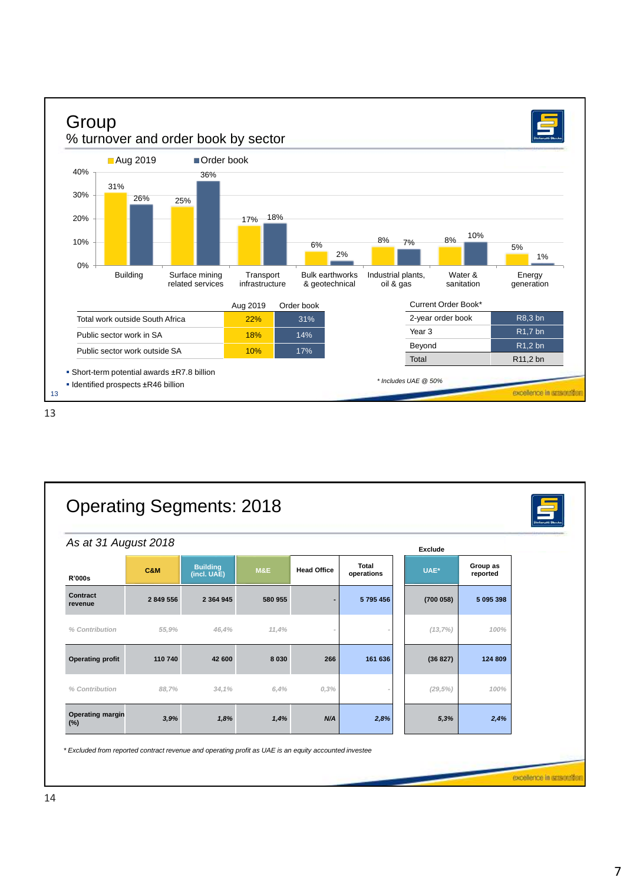# Group

## % turnover and order book by sector

| Sector | Aug 2019 | Order book |
|---|---|---|
| Building | 31% | 26% |
| Surface mining related services | 25% | 36% |
| Transport infrastructure | 17% | 18% |
| Bulk earthworks & geotechnical | 6% | 2% |
| Industrial plants, oil & gas | 8% | 7% |
| Water & sanitation | 8% | 10% |
| Energy generation | 5% | 1% |

| | Aug 2019 | Order book |
|---|---|---|
| Total work outside South Africa | 22% | 31% |
| Public sector work in SA | 18% | 14% |
| Public sector work outside SA | 10% | 17% |

| Current Order Book* | |
|---|---|
| 2-year order book | R8,3 bn |
| Year 3 | R1,7 bn |
| Beyond | R1,2 bn |
| Total | R11,2 bn |

- Short-term potential awards ±R7.8 billion
- Identified prospects ±R46 billion

*\* Includes UAE @ 50%*

excellence in execution

# Operating Segments: 2018

*As at 31 August 2018*

| R'000s | C&M | Building (incl. UAE) | M&E | Head Office | Total operations | Exclude: UAE* | Group as reported |
|---|---|---|---|---|---|---|---|
| Contract revenue | 2 849 556 | 2 364 945 | 580 955 | - | 5 795 456 | (700 058) | 5 095 398 |
| % Contribution | 55,9% | 46,4% | 11,4% | - | - | (13,7%) | 100% |
| Operating profit | 110 740 | 42 600 | 8 030 | 266 | 161 636 | (36 827) | 124 809 |
| % Contribution | 88,7% | 34,1% | 6,4% | 0,3% | - | (29,5%) | 100% |
| Operating margin (%) | 3,9% | 1,8% | 1,4% | N/A | 2,8% | 5,3% | 2,4% |

*\* Excluded from reported contract revenue and operating profit as UAE is an equity accounted investee*

excellence in execution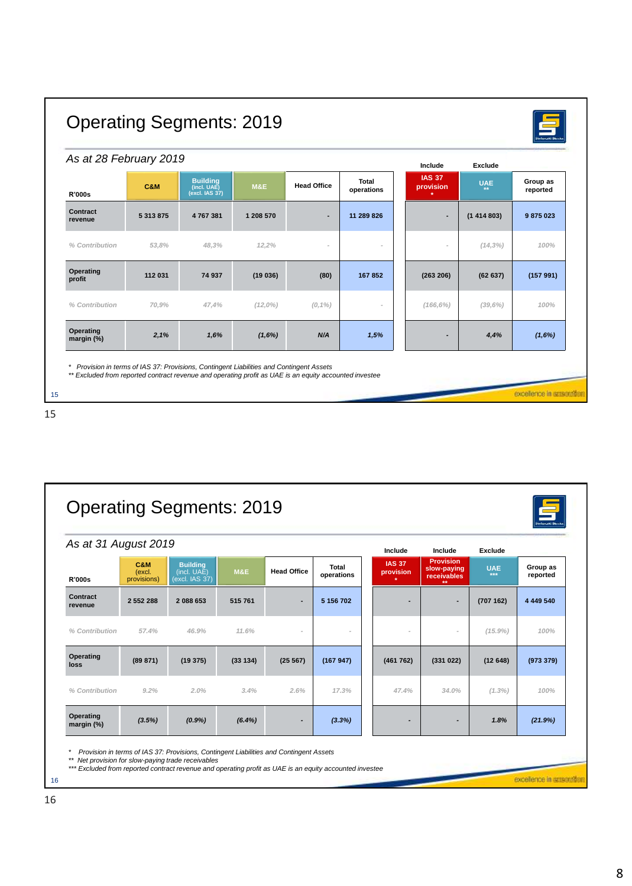# Operating Segments: 2019

*As at 28 February 2019*

| R'000s | C&M | Building (incl. UAE) (excl. IAS 37) | M&E | Head Office | Total operations | Include: IAS 37 provision * | Exclude: UAE ** | Group as reported |
|---|---|---|---|---|---|---|---|---|
| Contract revenue | 5 313 875 | 4 767 381 | 1 208 570 | - | 11 289 826 | - | (1 414 803) | 9 875 023 |
| % Contribution | 53,8% | 48,3% | 12,2% | - | - | - | (14,3%) | 100% |
| Operating profit | 112 031 | 74 937 | (19 036) | (80) | 167 852 | (263 206) | (62 637) | (157 991) |
| % Contribution | 70,9% | 47,4% | (12,0%) | (0,1%) | - | (166,6%) | (39,6%) | 100% |
| Operating margin (%) | 2,1% | 1,6% | (1,6%) | N/A | 1,5% | - | 4,4% | (1,6%) |

* Provision in terms of IAS 37: Provisions, Contingent Liabilities and Contingent Assets
** Excluded from reported contract revenue and operating profit as UAE is an equity accounted investee

# Operating Segments: 2019

*As at 31 August 2019*

| R'000s | C&M (excl. provisions) | Building (incl. UAE) (excl. IAS 37) | M&E | Head Office | Total operations | Include: IAS 37 provision * | Include: Provision slow-paying receivables ** | Exclude: UAE *** | Group as reported |
|---|---|---|---|---|---|---|---|---|---|
| Contract revenue | 2 552 288 | 2 088 653 | 515 761 | - | 5 156 702 | - | - | (707 162) | 4 449 540 |
| % Contribution | 57.4% | 46.9% | 11.6% | - | - | - | - | (15.9%) | 100% |
| Operating loss | (89 871) | (19 375) | (33 134) | (25 567) | (167 947) | (461 762) | (331 022) | (12 648) | (973 379) |
| % Contribution | 9.2% | 2.0% | 3.4% | 2.6% | 17.3% | 47.4% | 34.0% | (1.3%) | 100% |
| Operating margin (%) | (3.5%) | (0.9%) | (6.4%) | - | (3.3%) | - | - | 1.8% | (21.9%) |

* Provision in terms of IAS 37: Provisions, Contingent Liabilities and Contingent Assets
** Net provision for slow-paying trade receivables
*** Excluded from reported contract revenue and operating profit as UAE is an equity accounted investee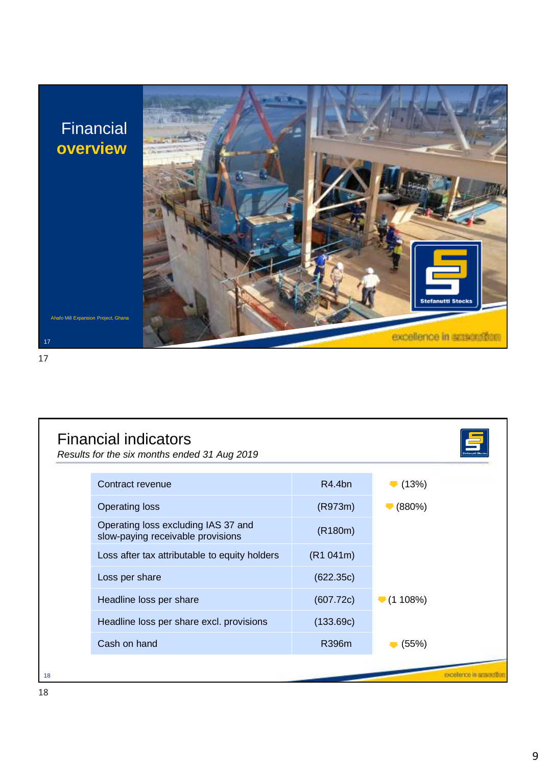# Financial overview

Ahafo Mill Expansion Project, Ghana

## Financial indicators

*Results for the six months ended 31 Aug 2019*

| | | |
|---|---|---|
| Contract revenue | R4.4bn | (13%) |
| Operating loss | (R973m) | (880%) |
| Operating loss excluding IAS 37 and slow-paying receivable provisions | (R180m) | |
| Loss after tax attributable to equity holders | (R1 041m) | |
| Loss per share | (622.35c) | |
| Headline loss per share | (607.72c) | (1 108%) |
| Headline loss per share excl. provisions | (133.69c) | |
| Cash on hand | R396m | (55%) |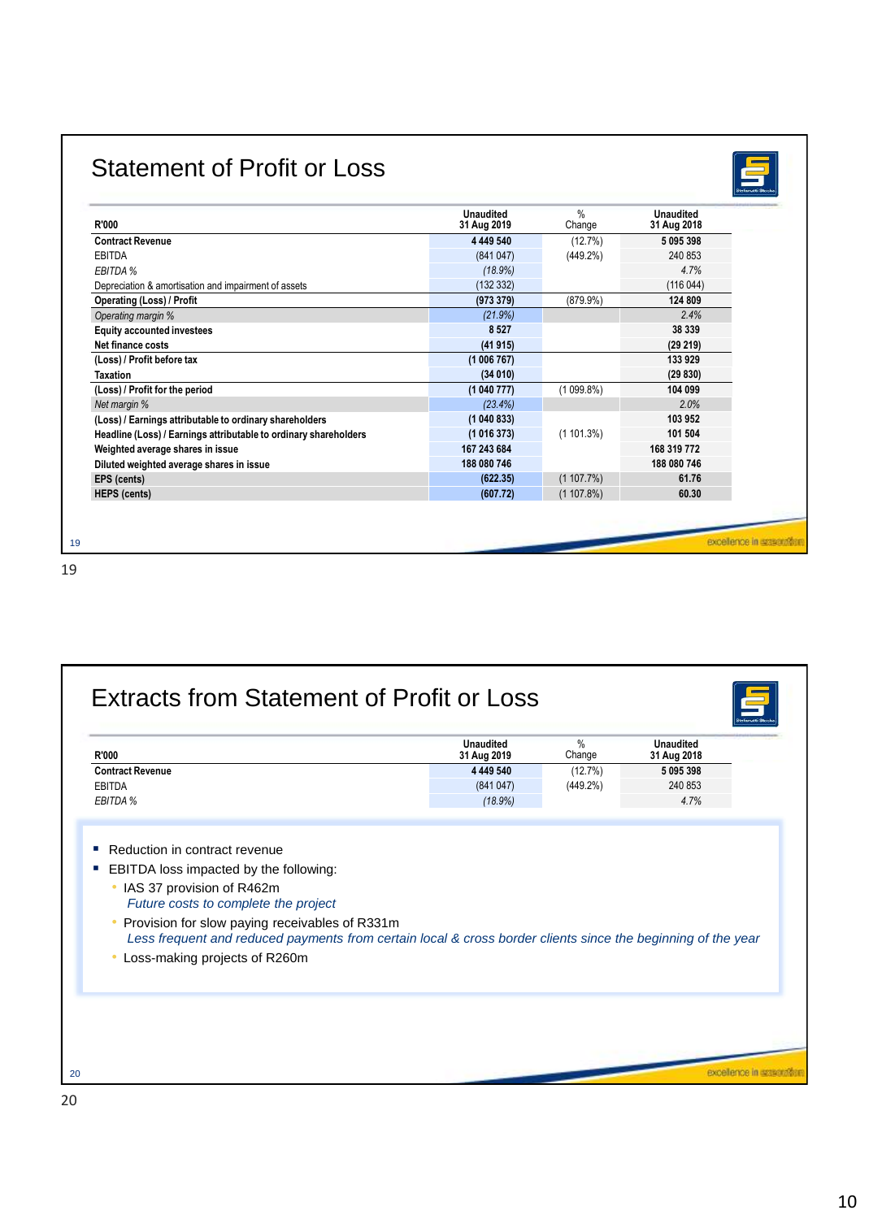# Statement of Profit or Loss

| R'000 | Unaudited 31 Aug 2019 | % Change | Unaudited 31 Aug 2018 |
|---|---|---|---|
| **Contract Revenue** | **4 449 540** | (12.7%) | **5 095 398** |
| EBITDA | (841 047) | (449.2%) | 240 853 |
| *EBITDA %* | *(18.9%)* | | *4.7%* |
| Depreciation & amortisation and impairment of assets | (132 332) | | (116 044) |
| **Operating (Loss) / Profit** | **(973 379)** | (879.9%) | **124 809** |
| *Operating margin %* | *(21.9%)* | | *2.4%* |
| **Equity accounted investees** | **8 527** | | **38 339** |
| **Net finance costs** | **(41 915)** | | **(29 219)** |
| **(Loss) / Profit before tax** | **(1 006 767)** | | **133 929** |
| **Taxation** | **(34 010)** | | **(29 830)** |
| **(Loss) / Profit for the period** | **(1 040 777)** | (1 099.8%) | **104 099** |
| *Net margin %* | *(23.4%)* | | *2.0%* |
| **(Loss) / Earnings attributable to ordinary shareholders** | **(1 040 833)** | | **103 952** |
| **Headline (Loss) / Earnings attributable to ordinary shareholders** | **(1 016 373)** | (1 101.3%) | **101 504** |
| **Weighted average shares in issue** | **167 243 684** | | **168 319 772** |
| **Diluted weighted average shares in issue** | **188 080 746** | | **188 080 746** |
| **EPS (cents)** | **(622.35)** | (1 107.7%) | **61.76** |
| **HEPS (cents)** | **(607.72)** | (1 107.8%) | **60.30** |

# Extracts from Statement of Profit or Loss

| R'000 | Unaudited 31 Aug 2019 | % Change | Unaudited 31 Aug 2018 |
|---|---|---|---|
| **Contract Revenue** | **4 449 540** | (12.7%) | **5 095 398** |
| EBITDA | (841 047) | (449.2%) | 240 853 |
| *EBITDA %* | *(18.9%)* | | *4.7%* |

- Reduction in contract revenue
- EBITDA loss impacted by the following:
  - IAS 37 provision of R462m
    *Future costs to complete the project*
  - Provision for slow paying receivables of R331m
    *Less frequent and reduced payments from certain local & cross border clients since the beginning of the year*
  - Loss-making projects of R260m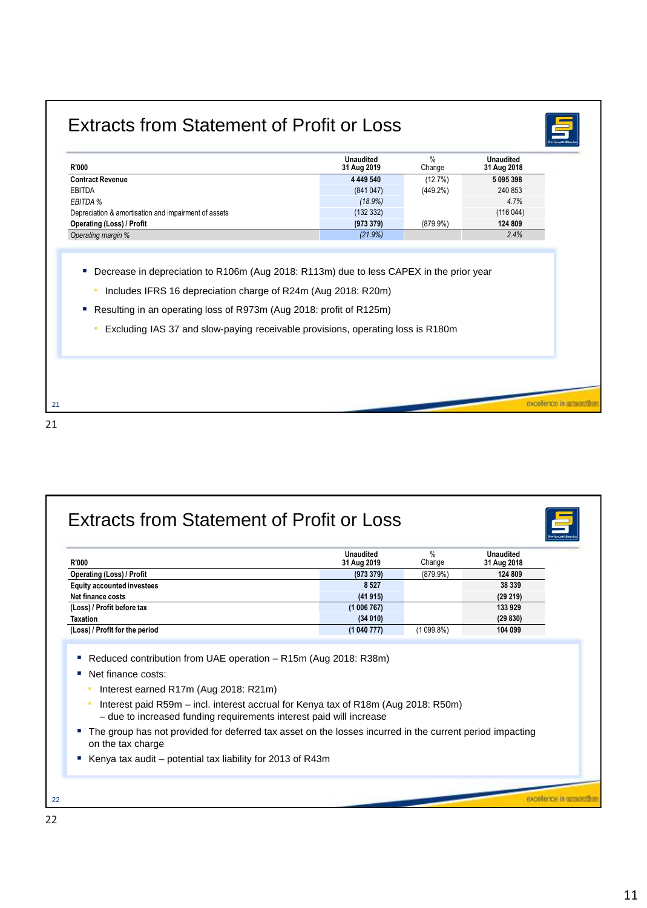# Extracts from Statement of Profit or Loss

| R'000 | Unaudited 31 Aug 2019 | % Change | Unaudited 31 Aug 2018 |
|---|---|---|---|
| **Contract Revenue** | **4 449 540** | (12.7%) | **5 095 398** |
| EBITDA | (841 047) | (449.2%) | 240 853 |
| *EBITDA %* | *(18.9%)* | | *4.7%* |
| Depreciation & amortisation and impairment of assets | (132 332) | | (116 044) |
| **Operating (Loss) / Profit** | **(973 379)** | (879.9%) | **124 809** |
| *Operating margin %* | *(21.9%)* | | *2.4%* |

- Decrease in depreciation to R106m (Aug 2018: R113m) due to less CAPEX in the prior year
  - Includes IFRS 16 depreciation charge of R24m (Aug 2018: R20m)
- Resulting in an operating loss of R973m (Aug 2018: profit of R125m)
  - Excluding IAS 37 and slow-paying receivable provisions, operating loss is R180m

excellence in execution

# Extracts from Statement of Profit or Loss

| R'000 | Unaudited 31 Aug 2019 | % Change | Unaudited 31 Aug 2018 |
|---|---|---|---|
| **Operating (Loss) / Profit** | **(973 379)** | (879.9%) | **124 809** |
| **Equity accounted investees** | **8 527** | | **38 339** |
| **Net finance costs** | **(41 915)** | | **(29 219)** |
| **(Loss) / Profit before tax** | **(1 006 767)** | | **133 929** |
| **Taxation** | **(34 010)** | | **(29 830)** |
| **(Loss) / Profit for the period** | **(1 040 777)** | (1 099.8%) | **104 099** |

- Reduced contribution from UAE operation – R15m (Aug 2018: R38m)
- Net finance costs:
  - Interest earned R17m (Aug 2018: R21m)
  - Interest paid R59m – incl. interest accrual for Kenya tax of R18m (Aug 2018: R50m) – due to increased funding requirements interest paid will increase
- The group has not provided for deferred tax asset on the losses incurred in the current period impacting on the tax charge
- Kenya tax audit – potential tax liability for 2013 of R43m

excellence in execution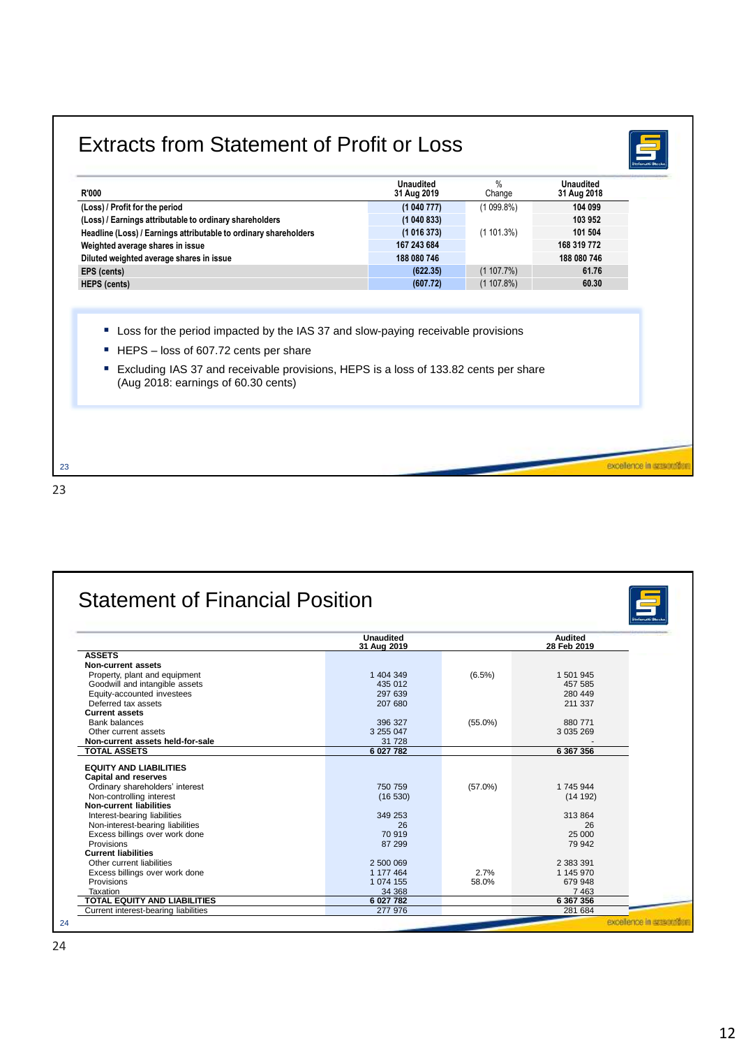## Extracts from Statement of Profit or Loss

| R'000 | Unaudited 31 Aug 2019 | % Change | Unaudited 31 Aug 2018 |
|---|---|---|---|
| (Loss) / Profit for the period | (1 040 777) | (1 099.8%) | 104 099 |
| (Loss) / Earnings attributable to ordinary shareholders | (1 040 833) | | 103 952 |
| Headline (Loss) / Earnings attributable to ordinary shareholders | (1 016 373) | (1 101.3%) | 101 504 |
| Weighted average shares in issue | 167 243 684 | | 168 319 772 |
| Diluted weighted average shares in issue | 188 080 746 | | 188 080 746 |
| EPS (cents) | (622.35) | (1 107.7%) | 61.76 |
| HEPS (cents) | (607.72) | (1 107.8%) | 60.30 |

- Loss for the period impacted by the IAS 37 and slow-paying receivable provisions
- HEPS – loss of 607.72 cents per share
- Excluding IAS 37 and receivable provisions, HEPS is a loss of 133.82 cents per share (Aug 2018: earnings of 60.30 cents)

excellence in execution

## Statement of Financial Position

| | Unaudited 31 Aug 2019 | | Audited 28 Feb 2019 |
|---|---|---|---|
| **ASSETS** | | | |
| **Non-current assets** | | | |
| Property, plant and equipment | 1 404 349 | (6.5%) | 1 501 945 |
| Goodwill and intangible assets | 435 012 | | 457 585 |
| Equity-accounted investees | 297 639 | | 280 449 |
| Deferred tax assets | 207 680 | | 211 337 |
| **Current assets** | | | |
| Bank balances | 396 327 | (55.0%) | 880 771 |
| Other current assets | 3 255 047 | | 3 035 269 |
| **Non-current assets held-for-sale** | 31 728 | | - |
| **TOTAL ASSETS** | **6 027 782** | | **6 367 356** |
| **EQUITY AND LIABILITIES** | | | |
| **Capital and reserves** | | | |
| Ordinary shareholders' interest | 750 759 | (57.0%) | 1 745 944 |
| Non-controlling interest | (16 530) | | (14 192) |
| **Non-current liabilities** | | | |
| Interest-bearing liabilities | 349 253 | | 313 864 |
| Non-interest-bearing liabilities | 26 | | 26 |
| Excess billings over work done | 70 919 | | 25 000 |
| Provisions | 87 299 | | 79 942 |
| **Current liabilities** | | | |
| Other current liabilities | 2 500 069 | | 2 383 391 |
| Excess billings over work done | 1 177 464 | 2.7% | 1 145 970 |
| Provisions | 1 074 155 | 58.0% | 679 948 |
| Taxation | 34 368 | | 7 463 |
| **TOTAL EQUITY AND LIABILITIES** | **6 027 782** | | **6 367 356** |
| Current interest-bearing liabilities | 277 976 | | 281 684 |

excellence in execution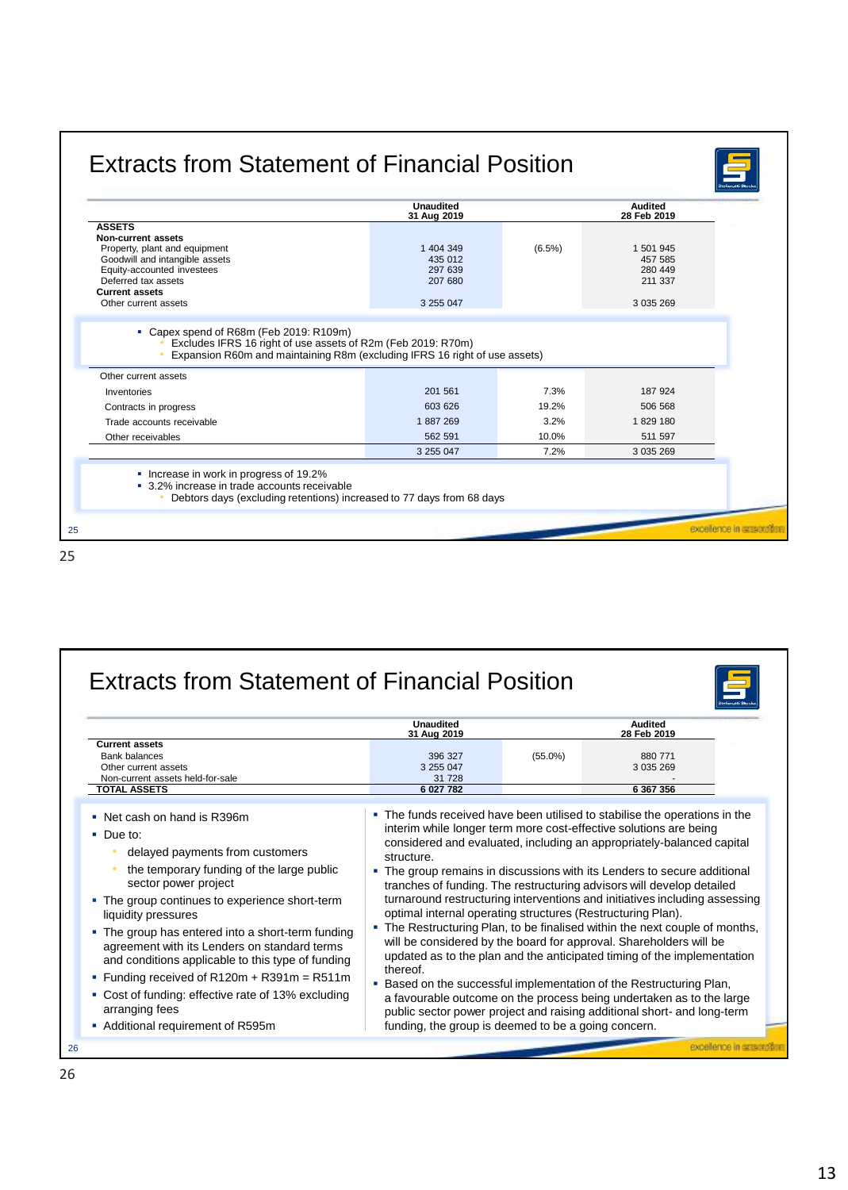# Extracts from Statement of Financial Position

| | Unaudited 31 Aug 2019 | | Audited 28 Feb 2019 |
|---|---|---|---|
| **ASSETS** | | | |
| **Non-current assets** | | | |
| Property, plant and equipment | 1 404 349 | (6.5%) | 1 501 945 |
| Goodwill and intangible assets | 435 012 | | 457 585 |
| Equity-accounted investees | 297 639 | | 280 449 |
| Deferred tax assets | 207 680 | | 211 337 |
| **Current assets** | | | |
| Other current assets | 3 255 047 | | 3 035 269 |

- Capex spend of R68m (Feb 2019: R109m)
  - Excludes IFRS 16 right of use assets of R2m (Feb 2019: R70m)
  - Expansion R60m and maintaining R8m (excluding IFRS 16 right of use assets)

| Other current assets | Unaudited 31 Aug 2019 | | Audited 28 Feb 2019 |
|---|---|---|---|
| Inventories | 201 561 | 7.3% | 187 924 |
| Contracts in progress | 603 626 | 19.2% | 506 568 |
| Trade accounts receivable | 1 887 269 | 3.2% | 1 829 180 |
| Other receivables | 562 591 | 10.0% | 511 597 |
| | 3 255 047 | 7.2% | 3 035 269 |

- Increase in work in progress of 19.2%
- 3.2% increase in trade accounts receivable
  - Debtors days (excluding retentions) increased to 77 days from 68 days

# Extracts from Statement of Financial Position

| | Unaudited 31 Aug 2019 | | Audited 28 Feb 2019 |
|---|---|---|---|
| **Current assets** | | | |
| Bank balances | 396 327 | (55.0%) | 880 771 |
| Other current assets | 3 255 047 | | 3 035 269 |
| Non-current assets held-for-sale | 31 728 | | - |
| **TOTAL ASSETS** | **6 027 782** | | **6 367 356** |

- Net cash on hand is R396m
- Due to:
  - delayed payments from customers
  - the temporary funding of the large public sector power project
- The group continues to experience short-term liquidity pressures
- The group has entered into a short-term funding agreement with its Lenders on standard terms and conditions applicable to this type of funding
- Funding received of R120m + R391m = R511m
- Cost of funding: effective rate of 13% excluding arranging fees
- Additional requirement of R595m

- The funds received have been utilised to stabilise the operations in the interim while longer term more cost-effective solutions are being considered and evaluated, including an appropriately-balanced capital structure.
- The group remains in discussions with its Lenders to secure additional tranches of funding. The restructuring advisors will develop detailed turnaround restructuring interventions and initiatives including assessing optimal internal operating structures (Restructuring Plan).
- The Restructuring Plan, to be finalised within the next couple of months, will be considered by the board for approval. Shareholders will be updated as to the plan and the anticipated timing of the implementation thereof.
- Based on the successful implementation of the Restructuring Plan, a favourable outcome on the process being undertaken as to the large public sector power project and raising additional short- and long-term funding, the group is deemed to be a going concern.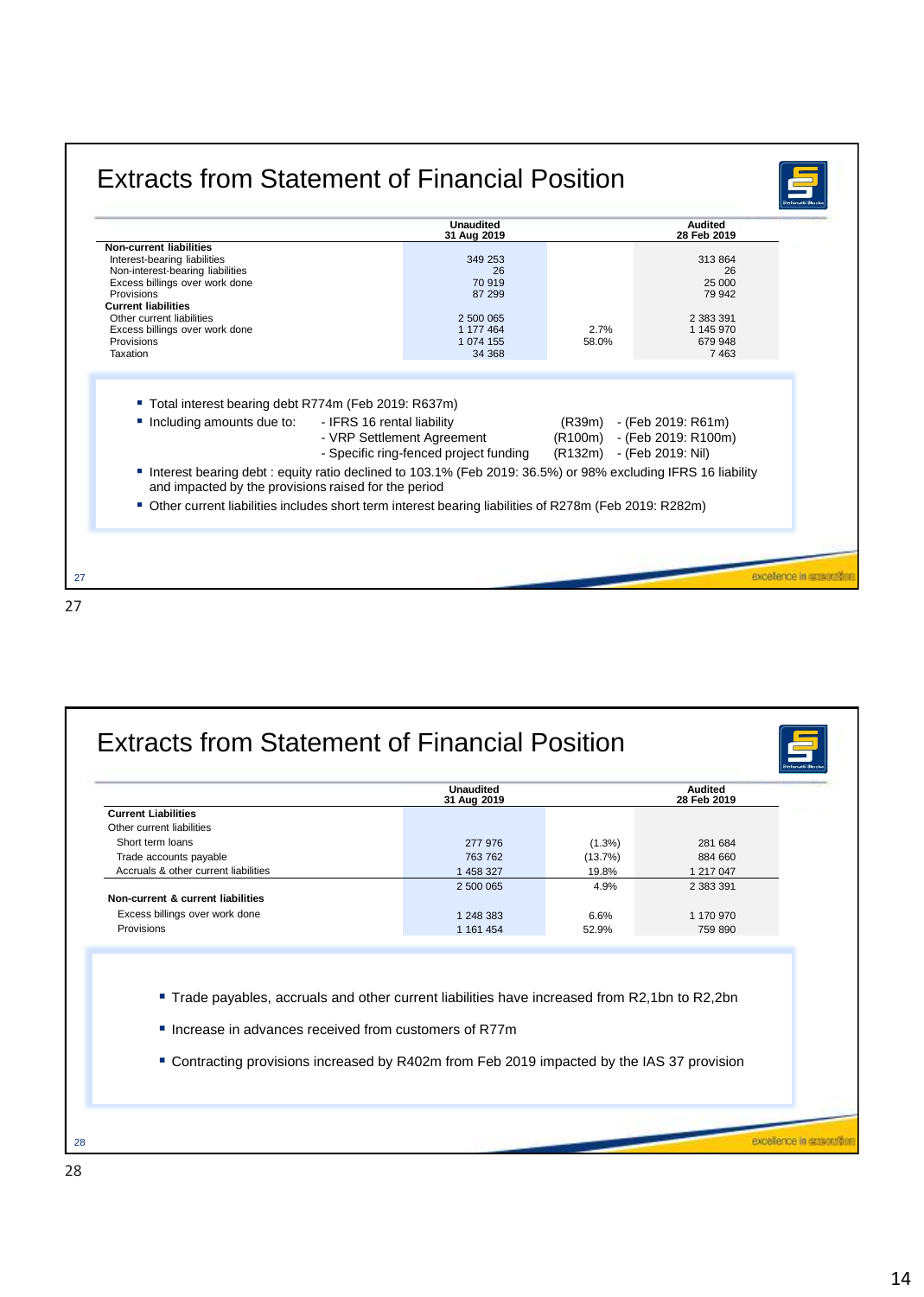## Extracts from Statement of Financial Position

| | Unaudited 31 Aug 2019 | | Audited 28 Feb 2019 |
|---|---|---|---|
| **Non-current liabilities** | | | |
| Interest-bearing liabilities | 349 253 | | 313 864 |
| Non-interest-bearing liabilities | 26 | | 26 |
| Excess billings over work done | 70 919 | | 25 000 |
| Provisions | 87 299 | | 79 942 |
| **Current liabilities** | | | |
| Other current liabilities | 2 500 065 | | 2 383 391 |
| Excess billings over work done | 1 177 464 | 2.7% | 1 145 970 |
| Provisions | 1 074 155 | 58.0% | 679 948 |
| Taxation | 34 368 | | 7 463 |

- Total interest bearing debt R774m (Feb 2019: R637m)
- Including amounts due to:
  - IFRS 16 rental liability (R39m) - (Feb 2019: R61m)
  - VRP Settlement Agreement (R100m) - (Feb 2019: R100m)
  - Specific ring-fenced project funding (R132m) - (Feb 2019: Nil)
- Interest bearing debt : equity ratio declined to 103.1% (Feb 2019: 36.5%) or 98% excluding IFRS 16 liability and impacted by the provisions raised for the period
- Other current liabilities includes short term interest bearing liabilities of R278m (Feb 2019: R282m)

excellence in execution

## Extracts from Statement of Financial Position

| | Unaudited 31 Aug 2019 | | Audited 28 Feb 2019 |
|---|---|---|---|
| **Current Liabilities** | | | |
| Other current liabilities | | | |
| Short term loans | 277 976 | (1.3%) | 281 684 |
| Trade accounts payable | 763 762 | (13.7%) | 884 660 |
| Accruals & other current liabilities | 1 458 327 | 19.8% | 1 217 047 |
| | 2 500 065 | 4.9% | 2 383 391 |
| **Non-current & current liabilities** | | | |
| Excess billings over work done | 1 248 383 | 6.6% | 1 170 970 |
| Provisions | 1 161 454 | 52.9% | 759 890 |

- Trade payables, accruals and other current liabilities have increased from R2,1bn to R2,2bn
- Increase in advances received from customers of R77m
- Contracting provisions increased by R402m from Feb 2019 impacted by the IAS 37 provision

excellence in execution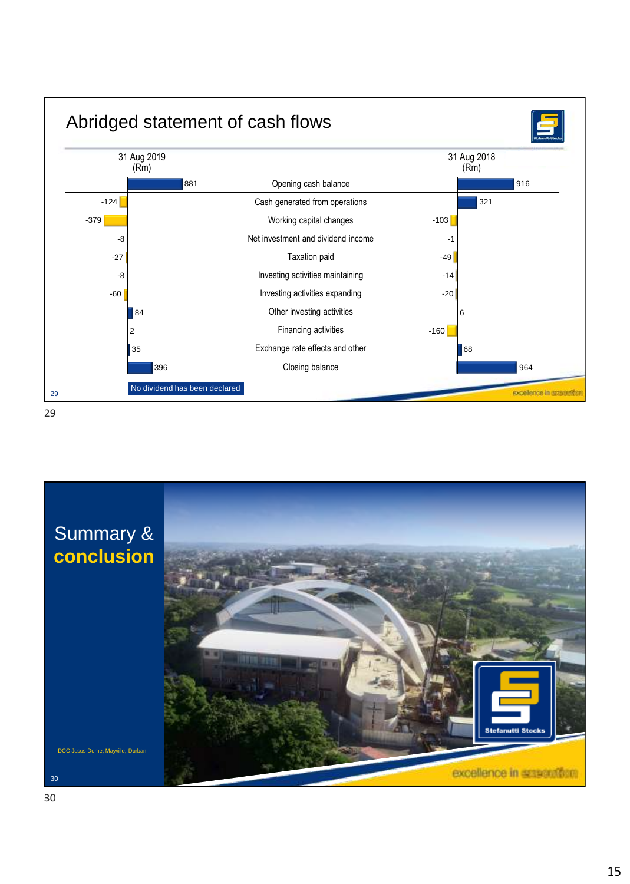## Abridged statement of cash flows

| 31 Aug 2019 (Rm) | | 31 Aug 2018 (Rm) |
|---|---|---|
| 881 | Opening cash balance | 916 |
| -124 | Cash generated from operations | 321 |
| -379 | Working capital changes | -103 |
| -8 | Net investment and dividend income | -1 |
| -27 | Taxation paid | -49 |
| -8 | Investing activities maintaining | -14 |
| -60 | Investing activities expanding | -20 |
| 84 | Other investing activities | 6 |
| 2 | Financing activities | -160 |
| 35 | Exchange rate effects and other | 68 |
| 396 | Closing balance | 964 |

No dividend has been declared

excellence in execution

# Summary & conclusion

DCC Jesus Dome, Mayville, Durban

Stefanutti Stocks

excellence in execution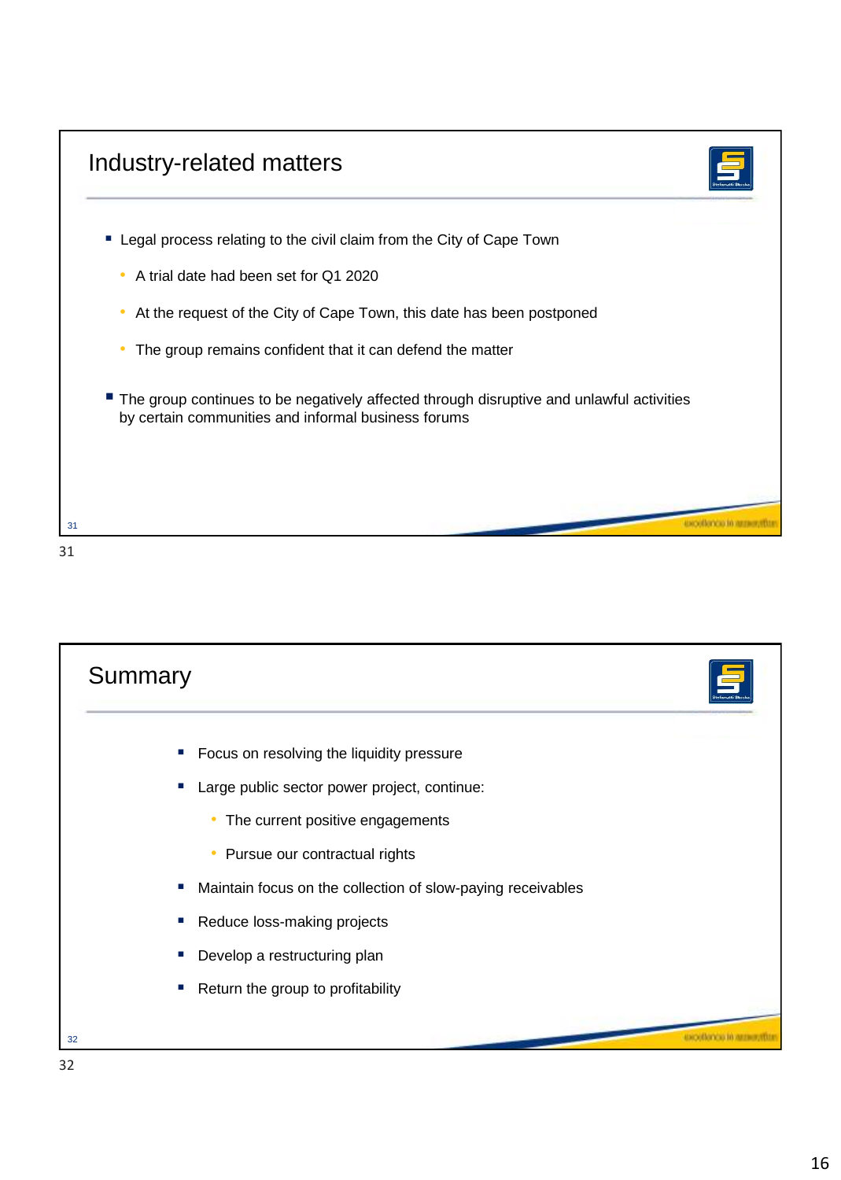## Industry-related matters

- Legal process relating to the civil claim from the City of Cape Town
  - A trial date had been set for Q1 2020
  - At the request of the City of Cape Town, this date has been postponed
  - The group remains confident that it can defend the matter
- The group continues to be negatively affected through disruptive and unlawful activities by certain communities and informal business forums

## Summary

- Focus on resolving the liquidity pressure
- Large public sector power project, continue:
  - The current positive engagements
  - Pursue our contractual rights
- Maintain focus on the collection of slow-paying receivables
- Reduce loss-making projects
- Develop a restructuring plan
- Return the group to profitability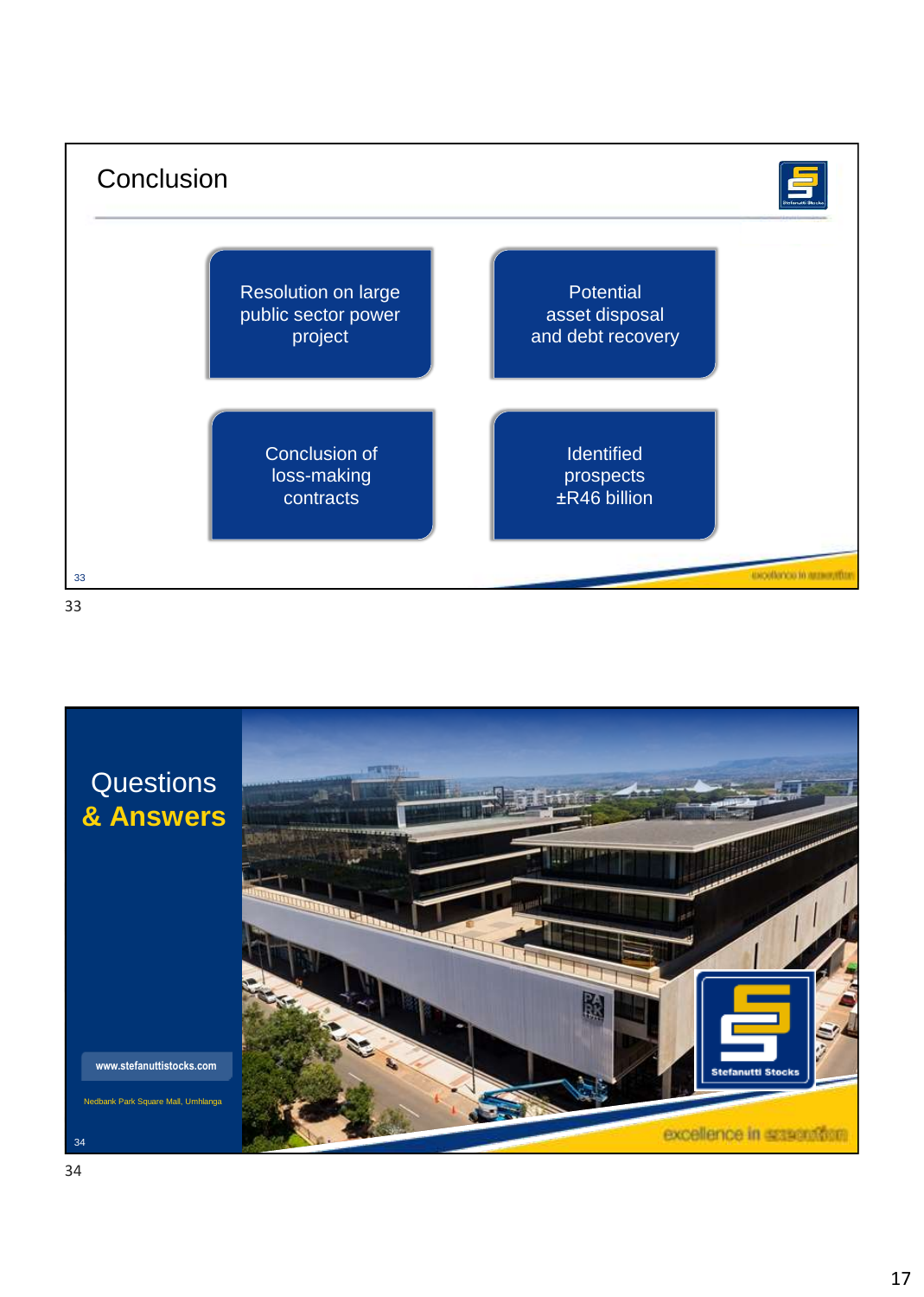## Conclusion

- Resolution on large public sector power project
- Potential asset disposal and debt recovery
- Conclusion of loss-making contracts
- Identified prospects ±R46 billion

## Questions & Answers

www.stefanuttistocks.com

Nedbank Park Square Mall, Umhlanga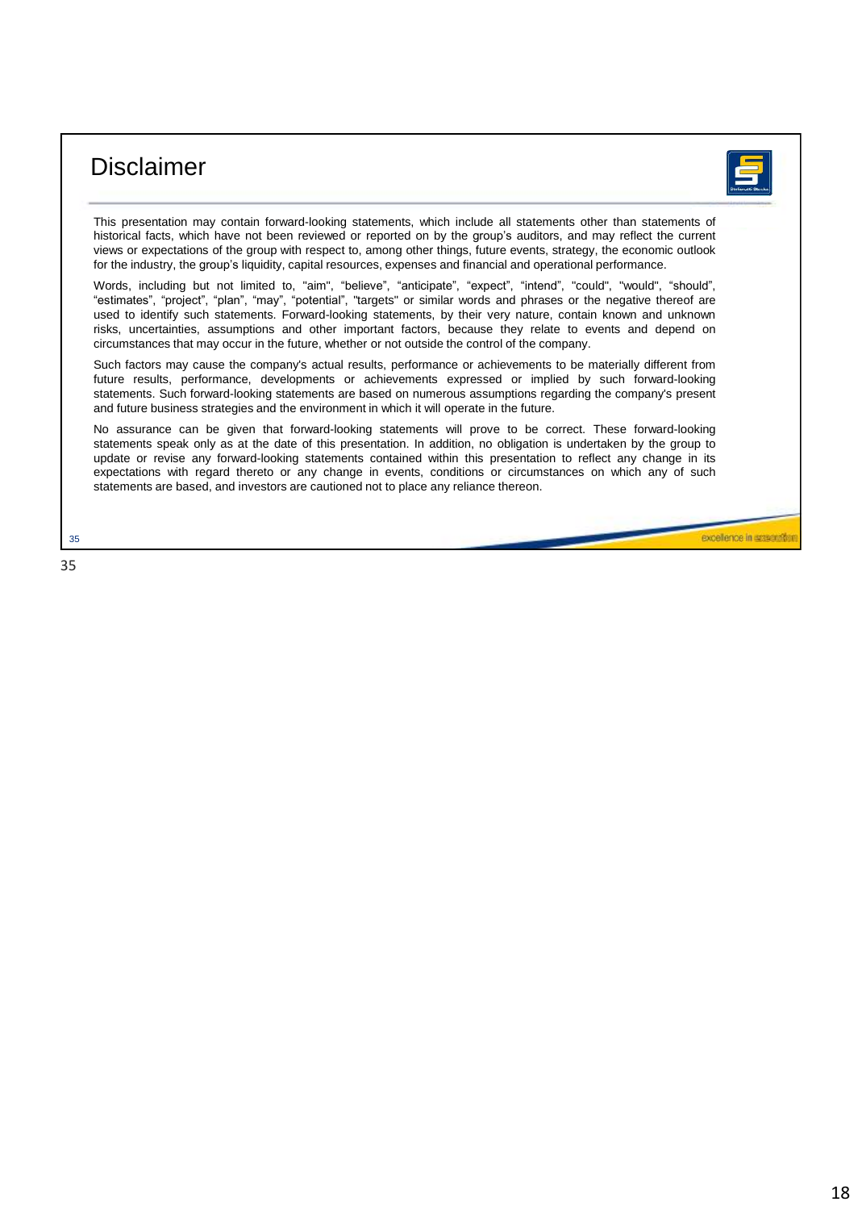# Disclaimer

This presentation may contain forward-looking statements, which include all statements other than statements of historical facts, which have not been reviewed or reported on by the group's auditors, and may reflect the current views or expectations of the group with respect to, among other things, future events, strategy, the economic outlook for the industry, the group's liquidity, capital resources, expenses and financial and operational performance.

Words, including but not limited to, "aim", "believe", "anticipate", "expect", "intend", "could", "would", "should", "estimates", "project", "plan", "may", "potential", "targets" or similar words and phrases or the negative thereof are used to identify such statements. Forward-looking statements, by their very nature, contain known and unknown risks, uncertainties, assumptions and other important factors, because they relate to events and depend on circumstances that may occur in the future, whether or not outside the control of the company.

Such factors may cause the company's actual results, performance or achievements to be materially different from future results, performance, developments or achievements expressed or implied by such forward-looking statements. Such forward-looking statements are based on numerous assumptions regarding the company's present and future business strategies and the environment in which it will operate in the future.

No assurance can be given that forward-looking statements will prove to be correct. These forward-looking statements speak only as at the date of this presentation. In addition, no obligation is undertaken by the group to update or revise any forward-looking statements contained within this presentation to reflect any change in its expectations with regard thereto or any change in events, conditions or circumstances on which any of such statements are based, and investors are cautioned not to place any reliance thereon.

excellence in execution